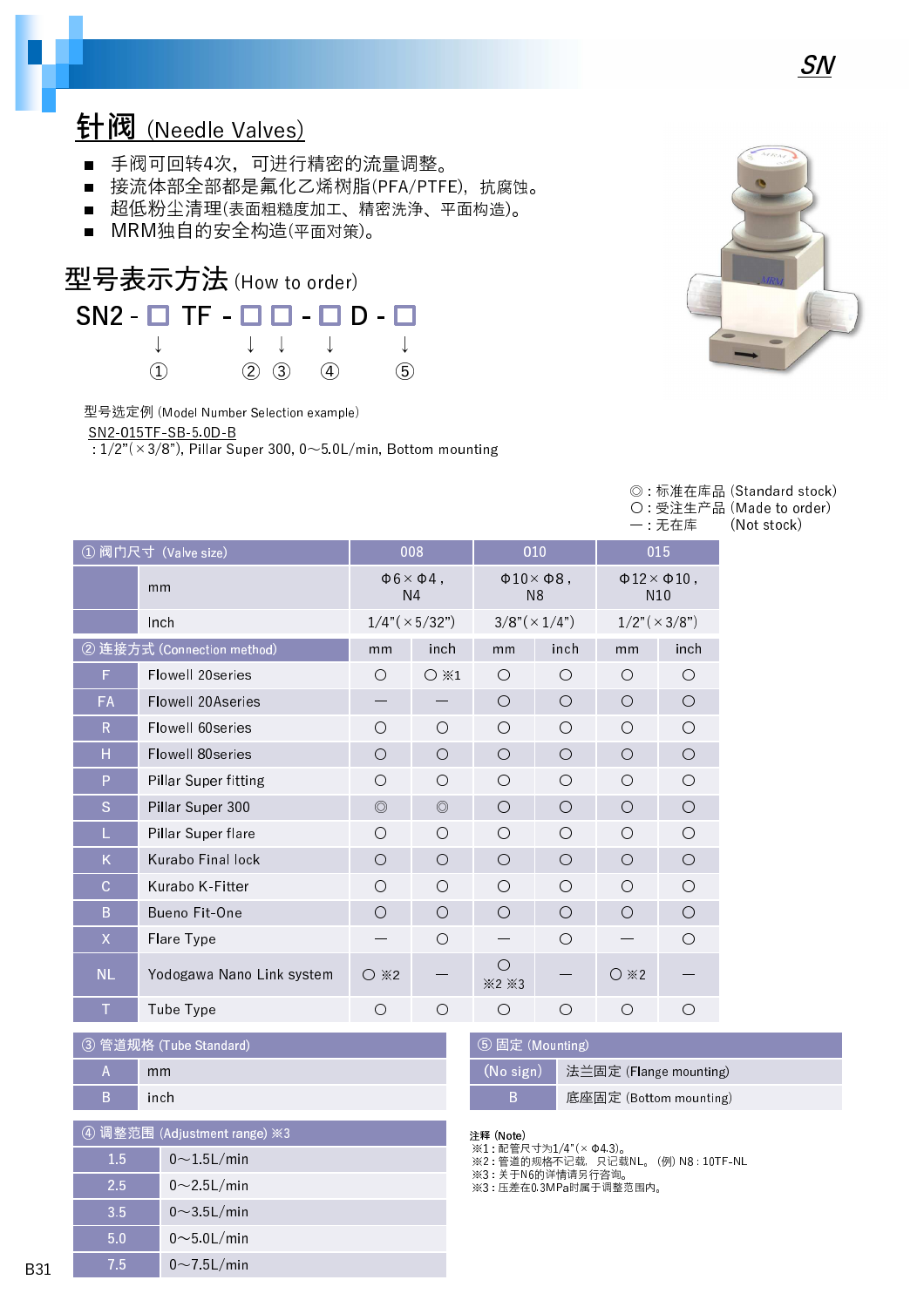# 针阀 (Needle Valves)

- 手阀可回转4次，可进行精密的流量调整。
- 接流体部全部都是氟化乙烯树脂(PFA/PTFE)，抗腐蚀。
- 超低粉尘清理(表面粗糙度加工、精密洗净、平面构造)。
- MRM独自的安全构造(平面对策)。

## 型号表示方法 (How to order)

SN2 - □ TF - □ □ - □ D - □

↓ ① ② ③ ④ ⑤

型号选定例 (Model Number Selection example)

SN2-015TF-SB-5.0D-B

: 1/2"(×3/8"), Pillar Super 300, 0～5.0L/min, Bottom mounting

◎ : 标准在库品 (Standard stock)
○ : 受注生产品 (Made to order)
— : 无在库 (Not stock)

| ① 阀门尺寸 (Valve size) | | 008 | | 010 | | 015 | |
|---|---|---|---|---|---|---|---|
| | mm | Φ6×Φ4，N4 | | Φ10×Φ8，N8 | | Φ12×Φ10，N10 | |
| | Inch | 1/4"(×5/32") | | 3/8"(×1/4") | | 1/2"(×3/8") | |
| ② 连接方式 (Connection method) | | mm | inch | mm | inch | mm | inch |
| F | Flowell 20series | ○ | ○ ※1 | ○ | ○ | ○ | ○ |
| FA | Flowell 20Aseries | — | — | ○ | ○ | ○ | ○ |
| R | Flowell 60series | ○ | ○ | ○ | ○ | ○ | ○ |
| H | Flowell 80series | ○ | ○ | ○ | ○ | ○ | ○ |
| P | Pillar Super fitting | ○ | ○ | ○ | ○ | ○ | ○ |
| S | Pillar Super 300 | ◎ | ◎ | ○ | ○ | ○ | ○ |
| L | Pillar Super flare | ○ | ○ | ○ | ○ | ○ | ○ |
| K | Kurabo Final lock | ○ | ○ | ○ | ○ | ○ | ○ |
| C | Kurabo K-Fitter | ○ | ○ | ○ | ○ | ○ | ○ |
| B | Bueno Fit-One | ○ | ○ | ○ | ○ | ○ | ○ |
| X | Flare Type | — | ○ | — | ○ | — | ○ |
| NL | Yodogawa Nano Link system | ○ ※2 | — | ○ ※2 ※3 | — | ○ ※2 | — |
| T | Tube Type | ○ | ○ | ○ | ○ | ○ | ○ |

| ③ 管道规格 (Tube Standard) | |
|---|---|
| A | mm |
| B | inch |

| ④ 调整范围 (Adjustment range) ※3 | |
|---|---|
| 1.5 | 0～1.5L/min |
| 2.5 | 0～2.5L/min |
| 3.5 | 0～3.5L/min |
| 5.0 | 0～5.0L/min |
| 7.5 | 0～7.5L/min |

| ⑤ 固定 (Mounting) | |
|---|---|
| (No sign) | 法兰固定 (Flange mounting) |
| B | 底座固定 (Bottom mounting) |

注释 (Note)
※1 : 配管尺寸为1/4"(×Φ4.3)。
※2 : 管道的规格不记载，只记载NL。(例) N8 : 10TF-NL
※3 : 关于N6的详情请另行咨询。
※3 : 压差在0.3MPa时属于调整范围内。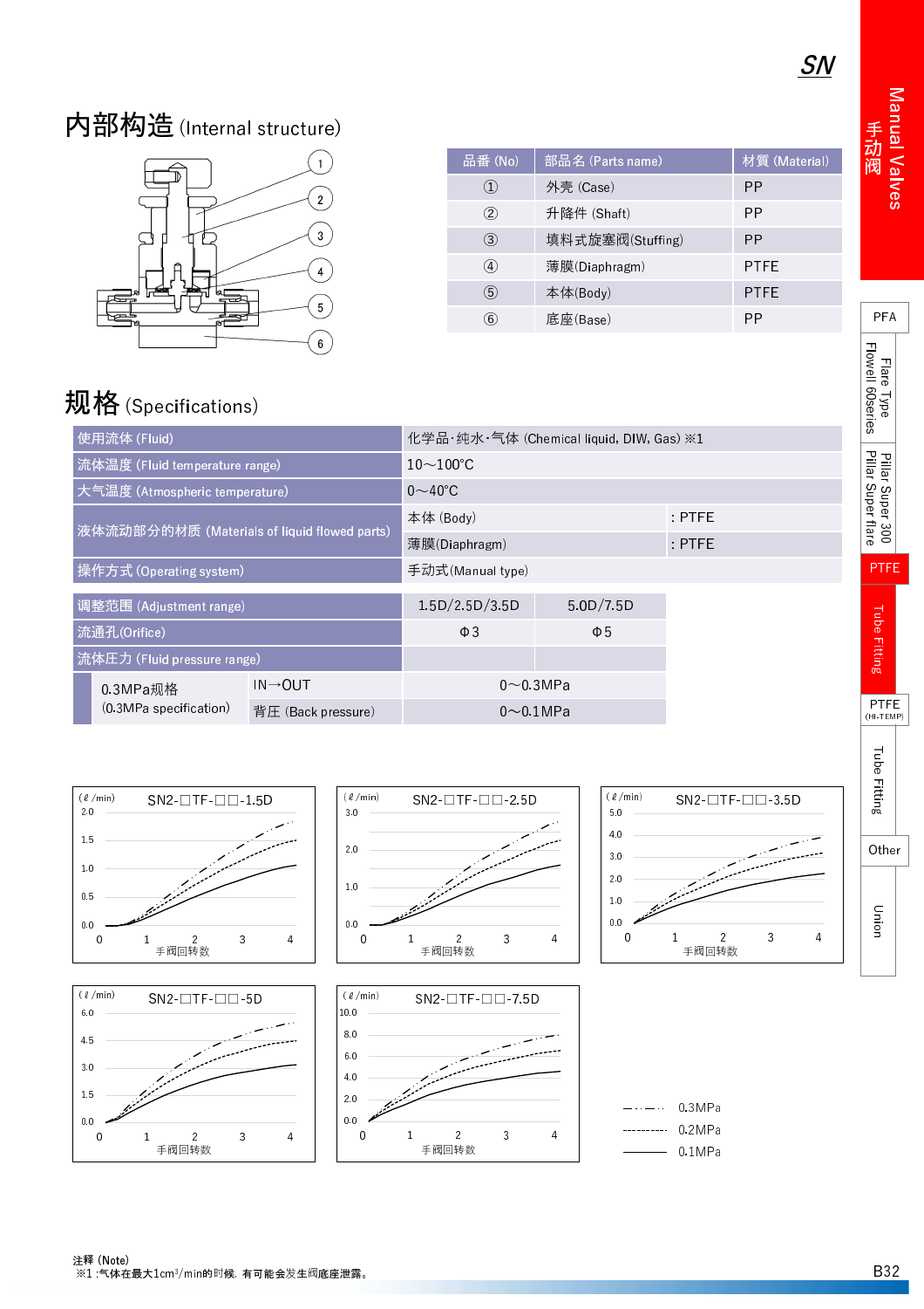## 内部构造 (Internal structure)

| 品番 (No) | 部品名 (Parts name) | 材質 (Material) |
|---|---|---|
| ① | 外壳 (Case) | PP |
| ② | 升降件 (Shaft) | PP |
| ③ | 填料式旋塞阀(Stuffing) | PP |
| ④ | 薄膜(Diaphragm) | PTFE |
| ⑤ | 本体(Body) | PTFE |
| ⑥ | 底座(Base) | PP |

## 规格 (Specifications)

| | | |
|---|---|---|
| 使用流体 (Fluid) | 化学品·纯水·气体 (Chemical liquid, DIW, Gas) ※1 | |
| 流体温度 (Fluid temperature range) | 10～100℃ | |
| 大气温度 (Atmospheric temperature) | 0～40℃ | |
| 液体流动部分的材质 (Materials of liquid flowed parts) | 本体 (Body) | : PTFE |
| | 薄膜(Diaphragm) | : PTFE |
| 操作方式 (Operating system) | 手动式(Manual type) | |

| | | | |
|---|---|---|---|
| 调整范围 (Adjustment range) | | 1.5D/2.5D/3.5D | 5.0D/7.5D |
| 流通孔(Orifice) | | Φ3 | Φ5 |
| 流体压力 (Fluid pressure range) | | | |
| 0.3MPa规格 (0.3MPa specification) | IN→OUT | 0～0.3MPa | |
| | 背压 (Back pressure) | 0～0.1MPa | |

SN2-□TF-□□-1.5D (ℓ/min) — 手阀回转数

SN2-□TF-□□-2.5D (ℓ/min) — 手阀回转数

SN2-□TF-□□-3.5D (ℓ/min) — 手阀回转数

SN2-□TF-□□-5D (ℓ/min) — 手阀回转数

SN2-□TF-□□-7.5D (ℓ/min) — 手阀回转数

—·—·— 0.3MPa
------- 0.2MPa
——— 0.1MPa

注释 (Note)
※1 :气体在最大1cm³/min的时候, 有可能会发生阀底座泄露。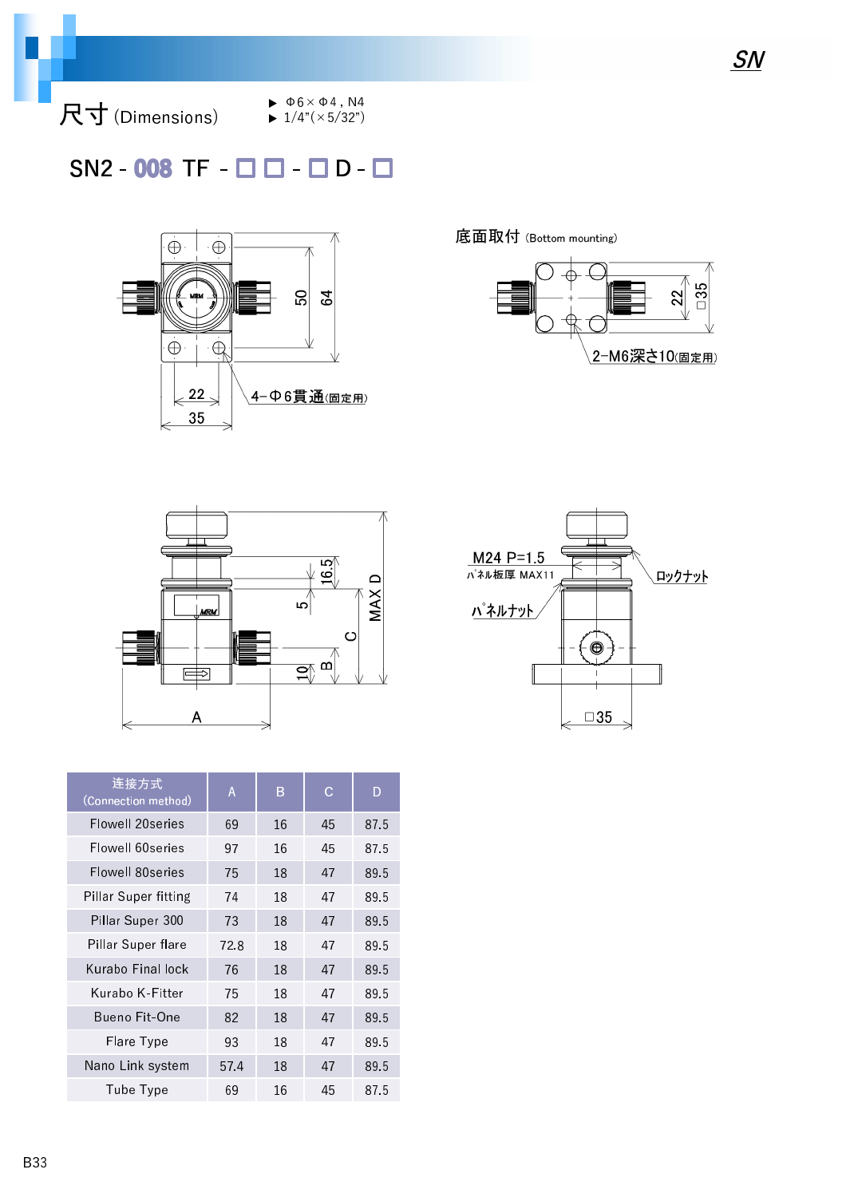## 尺寸 (Dimensions)

▶ Φ6×Φ4 , N4
▶ 1/4"(×5/32")

## SN2 - 008 TF - □□ - □ D - □

底面取付 (Bottom mounting)

4−Φ6貫通(固定用)

2−M6深さ10(固定用)

M24 P=1.5

パネル板厚 MAX11

パネルナット

ロックナット

| 连接方式 (Connection method) | A | B | C | D |
|---|---|---|---|---|
| Flowell 20series | 69 | 16 | 45 | 87.5 |
| Flowell 60series | 97 | 16 | 45 | 87.5 |
| Flowell 80series | 75 | 18 | 47 | 89.5 |
| Pillar Super fitting | 74 | 18 | 47 | 89.5 |
| Pillar Super 300 | 73 | 18 | 47 | 89.5 |
| Pillar Super flare | 72.8 | 18 | 47 | 89.5 |
| Kurabo Final lock | 76 | 18 | 47 | 89.5 |
| Kurabo K-Fitter | 75 | 18 | 47 | 89.5 |
| Bueno Fit-One | 82 | 18 | 47 | 89.5 |
| Flare Type | 93 | 18 | 47 | 89.5 |
| Nano Link system | 57.4 | 18 | 47 | 89.5 |
| Tube Type | 69 | 16 | 45 | 87.5 |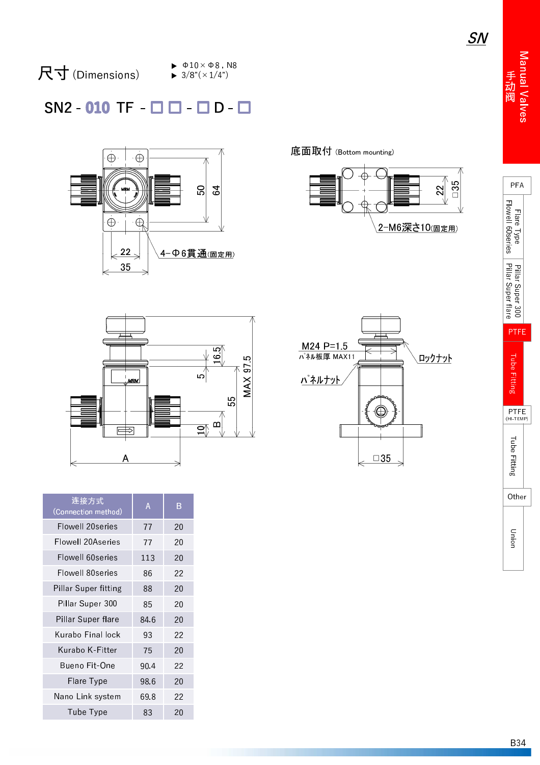# 尺寸 (Dimensions)

- Φ10×Φ8, N8
- 3/8"(×1/4")

## SN2 - 010 TF - □□ - □ D - □

底面取付 (Bottom mounting)

4−Φ6貫通(固定用)

2−M6深さ10(固定用)

M24 P=1.5

パネル板厚 MAX11

ロックナット

パネルナット

| 连接方式 (Connection method) | A | B |
| --- | --- | --- |
| Flowell 20series | 77 | 20 |
| Flowell 20Aseries | 77 | 20 |
| Flowell 60series | 113 | 20 |
| Flowell 80series | 86 | 22 |
| Pillar Super fitting | 88 | 20 |
| Pillar Super 300 | 85 | 20 |
| Pillar Super flare | 84.6 | 20 |
| Kurabo Final lock | 93 | 22 |
| Kurabo K-Fitter | 75 | 20 |
| Bueno Fit-One | 90.4 | 22 |
| Flare Type | 98.6 | 20 |
| Nano Link system | 69.8 | 22 |
| Tube Type | 83 | 20 |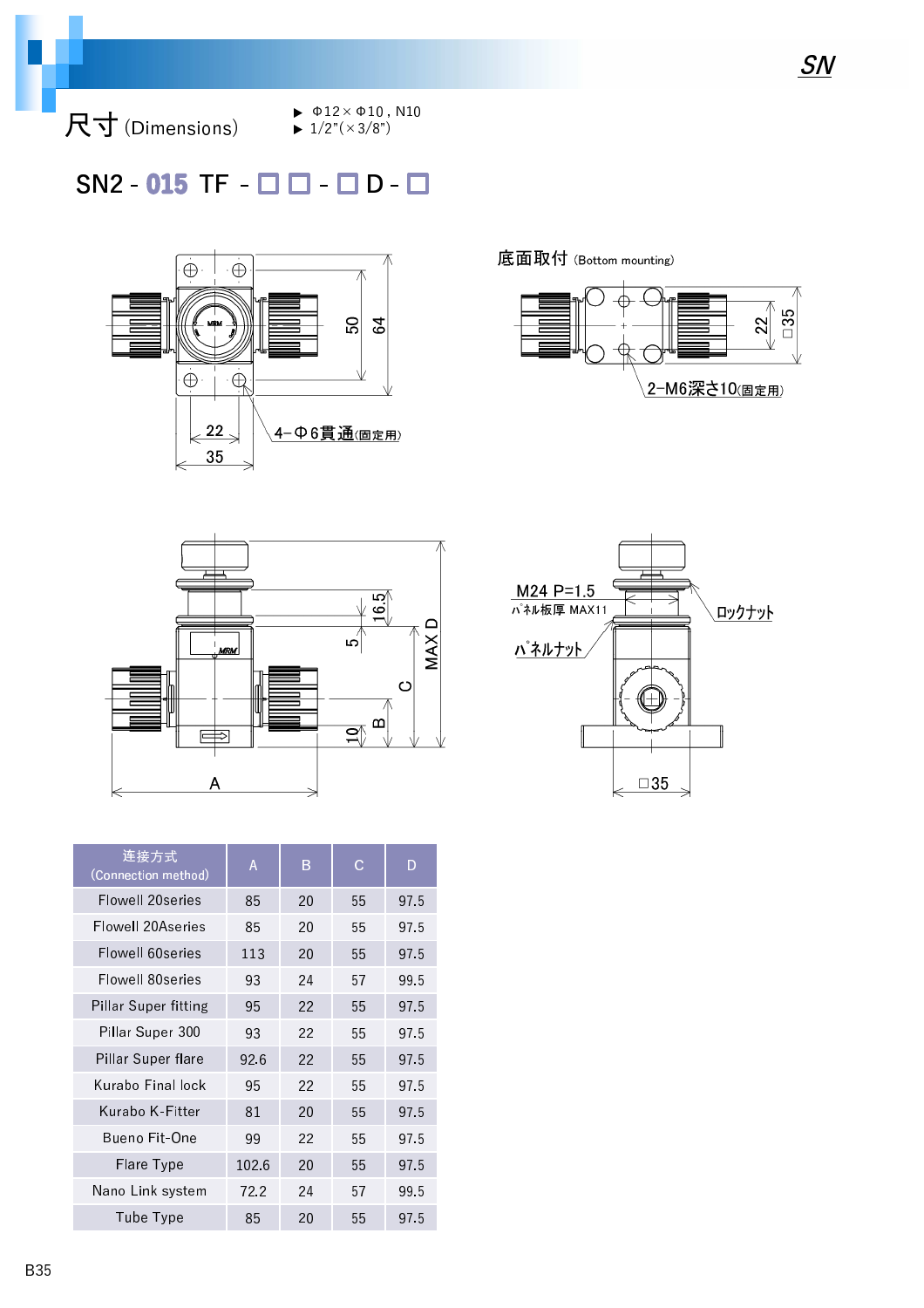# 尺寸 (Dimensions)

- Φ12×Φ10 , N10
- 1/2"(×3/8")

## SN2 - 015 TF - □□ - □ D - □

底面取付 (Bottom mounting)

4−Φ6貫通(固定用)

2−M6深さ10(固定用)

M24 P=1.5

パネル板厚 MAX11

ロックナット

パネルナット

| 连接方式 (Connection method) | A | B | C | D |
|---|---|---|---|---|
| Flowell 20series | 85 | 20 | 55 | 97.5 |
| Flowell 20Aseries | 85 | 20 | 55 | 97.5 |
| Flowell 60series | 113 | 20 | 55 | 97.5 |
| Flowell 80series | 93 | 24 | 57 | 99.5 |
| Pillar Super fitting | 95 | 22 | 55 | 97.5 |
| Pillar Super 300 | 93 | 22 | 55 | 97.5 |
| Pillar Super flare | 92.6 | 22 | 55 | 97.5 |
| Kurabo Final lock | 95 | 22 | 55 | 97.5 |
| Kurabo K-Fitter | 81 | 20 | 55 | 97.5 |
| Bueno Fit-One | 99 | 22 | 55 | 97.5 |
| Flare Type | 102.6 | 20 | 55 | 97.5 |
| Nano Link system | 72.2 | 24 | 57 | 99.5 |
| Tube Type | 85 | 20 | 55 | 97.5 |